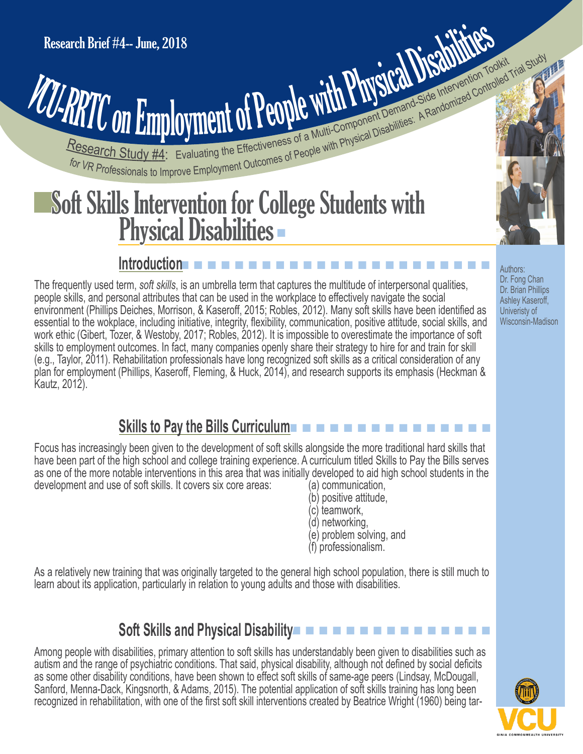Research Brief #4-- June, 2018

# VCU-RRTC on Employment of People with Physical Disabilities

Research Study #4: Evaluating the Effectiveness of a Multi-Component Demand-Side Intervention Toolkit for VR Professionals to Improve Employment Outcomes of People with Physical Disabilities: A Randomized Controlled Trial Study

# Soft Skills Intervention for College Students with Physical Disabilities

Authors:
Dr. Fong Chan
Dr. Brian Phillips
Ashley Kaseroff,
Univeristy of Wisconsin-Madison

## Introduction

The frequently used term, *soft skills*, is an umbrella term that captures the multitude of interpersonal qualities, people skills, and personal attributes that can be used in the workplace to effectively navigate the social environment (Phillips Deiches, Morrison, & Kaseroff, 2015; Robles, 2012). Many soft skills have been identified as essential to the wokplace, including initiative, integrity, flexibility, communication, positive attitude, social skills, and work ethic (Gibert, Tozer, & Westoby, 2017; Robles, 2012). It is impossible to overestimate the importance of soft skills to employment outcomes. In fact, many companies openly share their strategy to hire for and train for skill (e.g., Taylor, 2011). Rehabilitation professionals have long recognized soft skills as a critical consideration of any plan for employment (Phillips, Kaseroff, Fleming, & Huck, 2014), and research supports its emphasis (Heckman & Kautz, 2012).

## Skills to Pay the Bills Curriculum

Focus has increasingly been given to the development of soft skills alongside the more traditional hard skills that have been part of the high school and college training experience. A curriculum titled Skills to Pay the Bills serves as one of the more notable interventions in this area that was initially developed to aid high school students in the development and use of soft skills. It covers six core areas:

(a) communication,
(b) positive attitude,
(c) teamwork,
(d) networking,
(e) problem solving, and
(f) professionalism.

As a relatively new training that was originally targeted to the general high school population, there is still much to learn about its application, particularly in relation to young adults and those with disabilities.

## Soft Skills and Physical Disability

Among people with disabilities, primary attention to soft skills has understandably been given to disabilities such as autism and the range of psychiatric conditions. That said, physical disability, although not defined by social deficits as some other disability conditions, have been shown to effect soft skills of same-age peers (Lindsay, McDougall, Sanford, Menna-Dack, Kingsnorth, & Adams, 2015). The potential application of soft skills training has long been recognized in rehabilitation, with one of the first soft skill interventions created by Beatrice Wright (1960) being tar-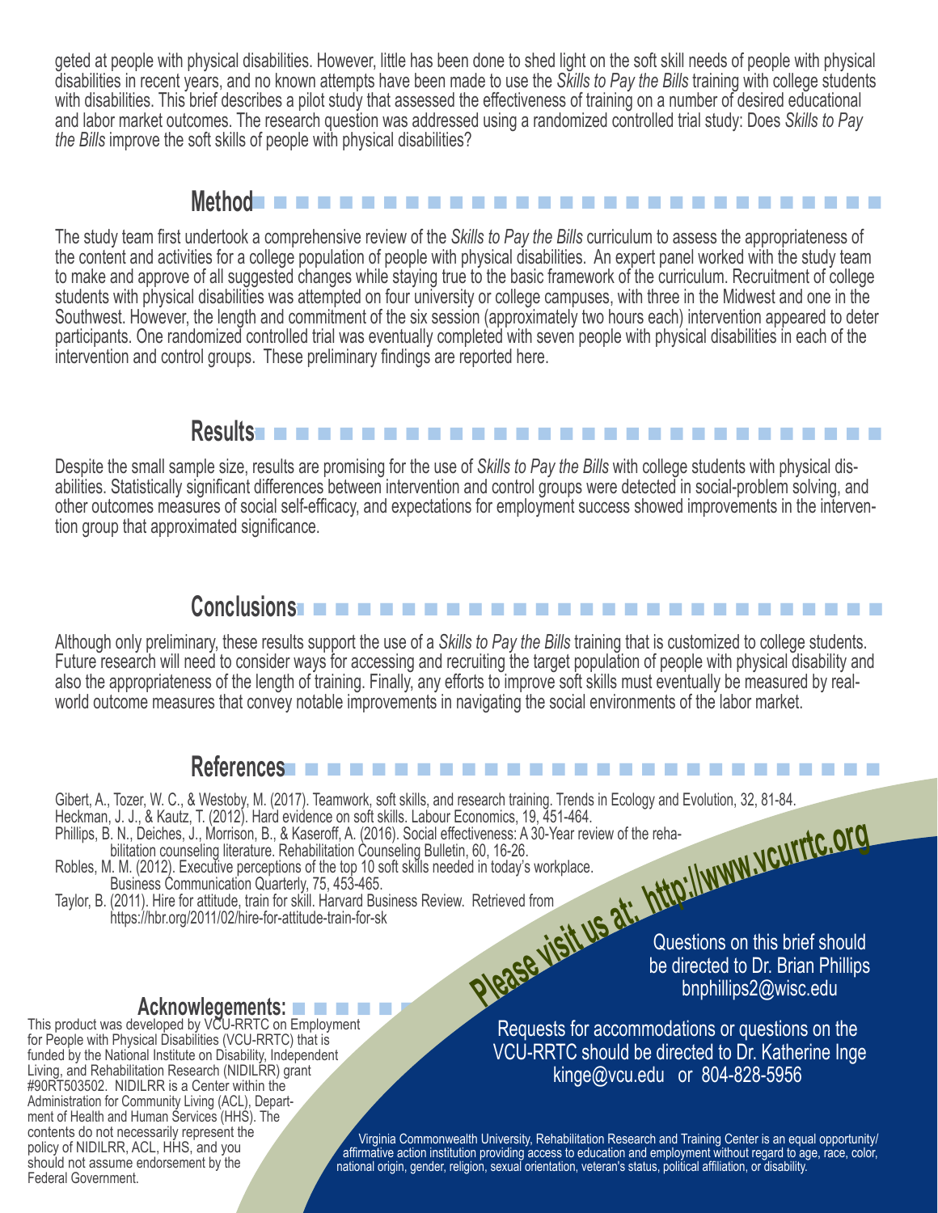geted at people with physical disabilities. However, little has been done to shed light on the soft skill needs of people with physical disabilities in recent years, and no known attempts have been made to use the *Skills to Pay the Bills* training with college students with disabilities. This brief describes a pilot study that assessed the effectiveness of training on a number of desired educational and labor market outcomes. The research question was addressed using a randomized controlled trial study: Does *Skills to Pay the Bills* improve the soft skills of people with physical disabilities?

## Method

The study team first undertook a comprehensive review of the *Skills to Pay the Bills* curriculum to assess the appropriateness of the content and activities for a college population of people with physical disabilities. An expert panel worked with the study team to make and approve of all suggested changes while staying true to the basic framework of the curriculum. Recruitment of college students with physical disabilities was attempted on four university or college campuses, with three in the Midwest and one in the Southwest. However, the length and commitment of the six session (approximately two hours each) intervention appeared to deter participants. One randomized controlled trial was eventually completed with seven people with physical disabilities in each of the intervention and control groups. These preliminary findings are reported here.

## Results

Despite the small sample size, results are promising for the use of *Skills to Pay the Bills* with college students with physical disabilities. Statistically significant differences between intervention and control groups were detected in social-problem solving, and other outcomes measures of social self-efficacy, and expectations for employment success showed improvements in the intervention group that approximated significance.

## Conclusions

Although only preliminary, these results support the use of a *Skills to Pay the Bills* training that is customized to college students. Future research will need to consider ways for accessing and recruiting the target population of people with physical disability and also the appropriateness of the length of training. Finally, any efforts to improve soft skills must eventually be measured by real-world outcome measures that convey notable improvements in navigating the social environments of the labor market.

## References

Gibert, A., Tozer, W. C., & Westoby, M. (2017). Teamwork, soft skills, and research training. Trends in Ecology and Evolution, 32, 81-84.

Heckman, J. J., & Kautz, T. (2012). Hard evidence on soft skills. Labour Economics, 19, 451-464.

Phillips, B. N., Deiches, J., Morrison, B., & Kaseroff, A. (2016). Social effectiveness: A 30-Year review of the rehabilitation counseling literature. Rehabilitation Counseling Bulletin, 60, 16-26.

Robles, M. M. (2012). Executive perceptions of the top 10 soft skills needed in today's workplace. Business Communication Quarterly, 75, 453-465.

Taylor, B. (2011). Hire for attitude, train for skill. Harvard Business Review. Retrieved from https://hbr.org/2011/02/hire-for-attitude-train-for-sk

Please visit us at: http://www.vcurrtc.org

Questions on this brief should be directed to Dr. Brian Phillips bnphillips2@wisc.edu

Requests for accommodations or questions on the VCU-RRTC should be directed to Dr. Katherine Inge kinge@vcu.edu or 804-828-5956

### Acknowlegements:

This product was developed by VCU-RRTC on Employment for People with Physical Disabilities (VCU-RRTC) that is funded by the National Institute on Disability, Independent Living, and Rehabilitation Research (NIDILRR) grant #90RT503502. NIDILRR is a Center within the Administration for Community Living (ACL), Department of Health and Human Services (HHS). The contents do not necessarily represent the policy of NIDILRR, ACL, HHS, and you should not assume endorsement by the Federal Government.

Virginia Commonwealth University, Rehabilitation Research and Training Center is an equal opportunity/ affirmative action institution providing access to education and employment without regard to age, race, color, national origin, gender, religion, sexual orientation, veteran's status, political affiliation, or disability.